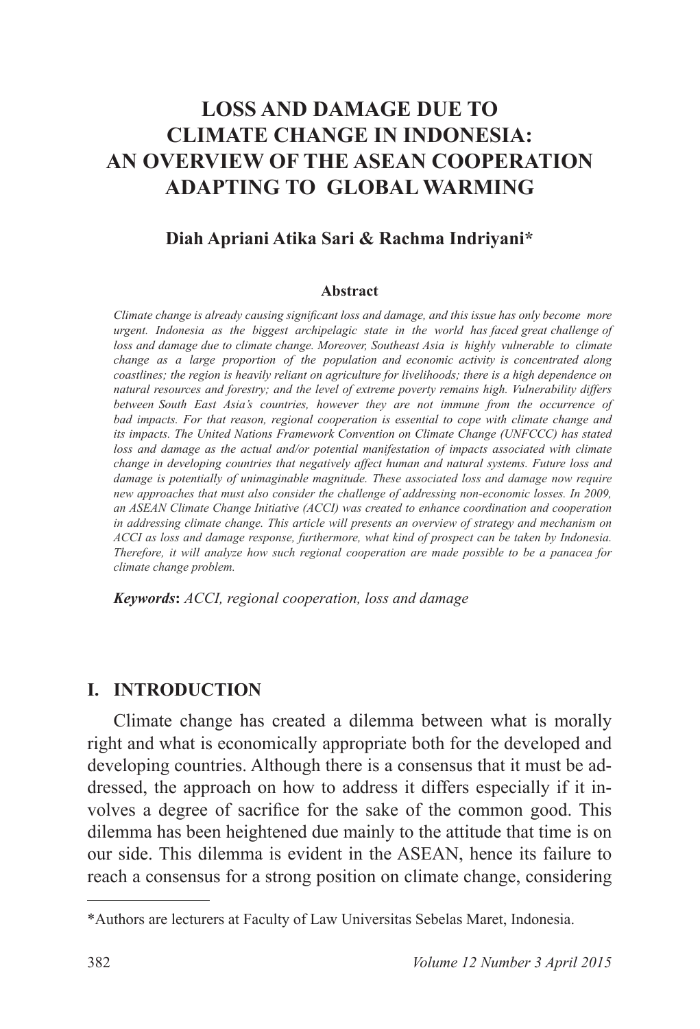# LOSS AND DAMAGE DUE TO CLIMATE CHANGE IN INDONESIA: AN OVERVIEW OF THE ASEAN COOPERATION ADAPTING TO GLOBAL WARMING

**Diah Apriani Atika Sari & Rachma Indriyani***

**Abstract**

*Climate change is already causing significant loss and damage, and this issue has only become more urgent. Indonesia as the biggest archipelagic state in the world has faced great challenge of loss and damage due to climate change. Moreover, Southeast Asia is highly vulnerable to climate change as a large proportion of the population and economic activity is concentrated along coastlines; the region is heavily reliant on agriculture for livelihoods; there is a high dependence on natural resources and forestry; and the level of extreme poverty remains high. Vulnerability differs between South East Asia's countries, however they are not immune from the occurrence of bad impacts. For that reason, regional cooperation is essential to cope with climate change and its impacts. The United Nations Framework Convention on Climate Change (UNFCCC) has stated loss and damage as the actual and/or potential manifestation of impacts associated with climate change in developing countries that negatively affect human and natural systems. Future loss and damage is potentially of unimaginable magnitude. These associated loss and damage now require new approaches that must also consider the challenge of addressing non-economic losses. In 2009, an ASEAN Climate Change Initiative (ACCI) was created to enhance coordination and cooperation in addressing climate change. This article will presents an overview of strategy and mechanism on ACCI as loss and damage response, furthermore, what kind of prospect can be taken by Indonesia. Therefore, it will analyze how such regional cooperation are made possible to be a panacea for climate change problem.*

***Keywords*: *ACCI, regional cooperation, loss and damage***

## I. INTRODUCTION

Climate change has created a dilemma between what is morally right and what is economically appropriate both for the developed and developing countries. Although there is a consensus that it must be addressed, the approach on how to address it differs especially if it involves a degree of sacrifice for the sake of the common good. This dilemma has been heightened due mainly to the attitude that time is on our side. This dilemma is evident in the ASEAN, hence its failure to reach a consensus for a strong position on climate change, considering

---

*Authors are lecturers at Faculty of Law Universitas Sebelas Maret, Indonesia.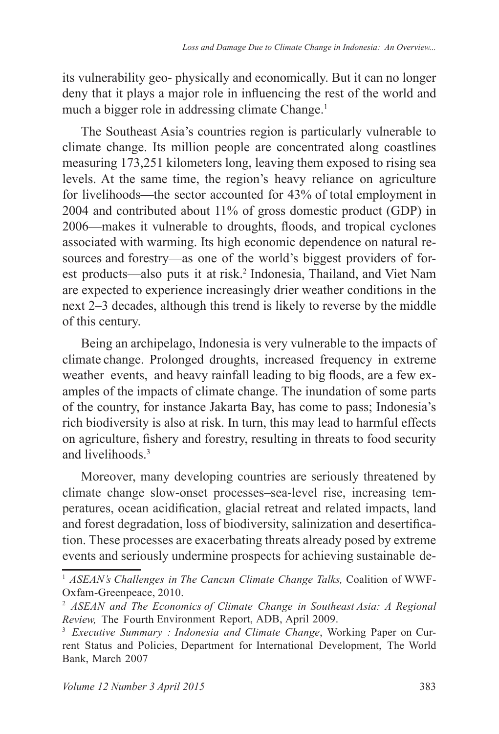its vulnerability geo- physically and economically. But it can no longer deny that it plays a major role in influencing the rest of the world and much a bigger role in addressing climate Change.[1]

The Southeast Asia's countries region is particularly vulnerable to climate change. Its million people are concentrated along coastlines measuring 173,251 kilometers long, leaving them exposed to rising sea levels. At the same time, the region's heavy reliance on agriculture for livelihoods—the sector accounted for 43% of total employment in 2004 and contributed about 11% of gross domestic product (GDP) in 2006—makes it vulnerable to droughts, floods, and tropical cyclones associated with warming. Its high economic dependence on natural resources and forestry—as one of the world's biggest providers of forest products—also puts it at risk.[2] Indonesia, Thailand, and Viet Nam are expected to experience increasingly drier weather conditions in the next 2–3 decades, although this trend is likely to reverse by the middle of this century.

Being an archipelago, Indonesia is very vulnerable to the impacts of climate change. Prolonged droughts, increased frequency in extreme weather events, and heavy rainfall leading to big floods, are a few examples of the impacts of climate change. The inundation of some parts of the country, for instance Jakarta Bay, has come to pass; Indonesia's rich biodiversity is also at risk. In turn, this may lead to harmful effects on agriculture, fishery and forestry, resulting in threats to food security and livelihoods.[3]

Moreover, many developing countries are seriously threatened by climate change slow-onset processes–sea-level rise, increasing temperatures, ocean acidification, glacial retreat and related impacts, land and forest degradation, loss of biodiversity, salinization and desertification. These processes are exacerbating threats already posed by extreme events and seriously undermine prospects for achieving sustainable de-

---

[1] *ASEAN's Challenges in The Cancun Climate Change Talks,* Coalition of WWF-Oxfam-Greenpeace, 2010.

[2] *ASEAN and The Economics of Climate Change in Southeast Asia: A Regional Review,* The Fourth Environment Report, ADB, April 2009.

[3] *Executive Summary : Indonesia and Climate Change*, Working Paper on Current Status and Policies, Department for International Development, The World Bank, March 2007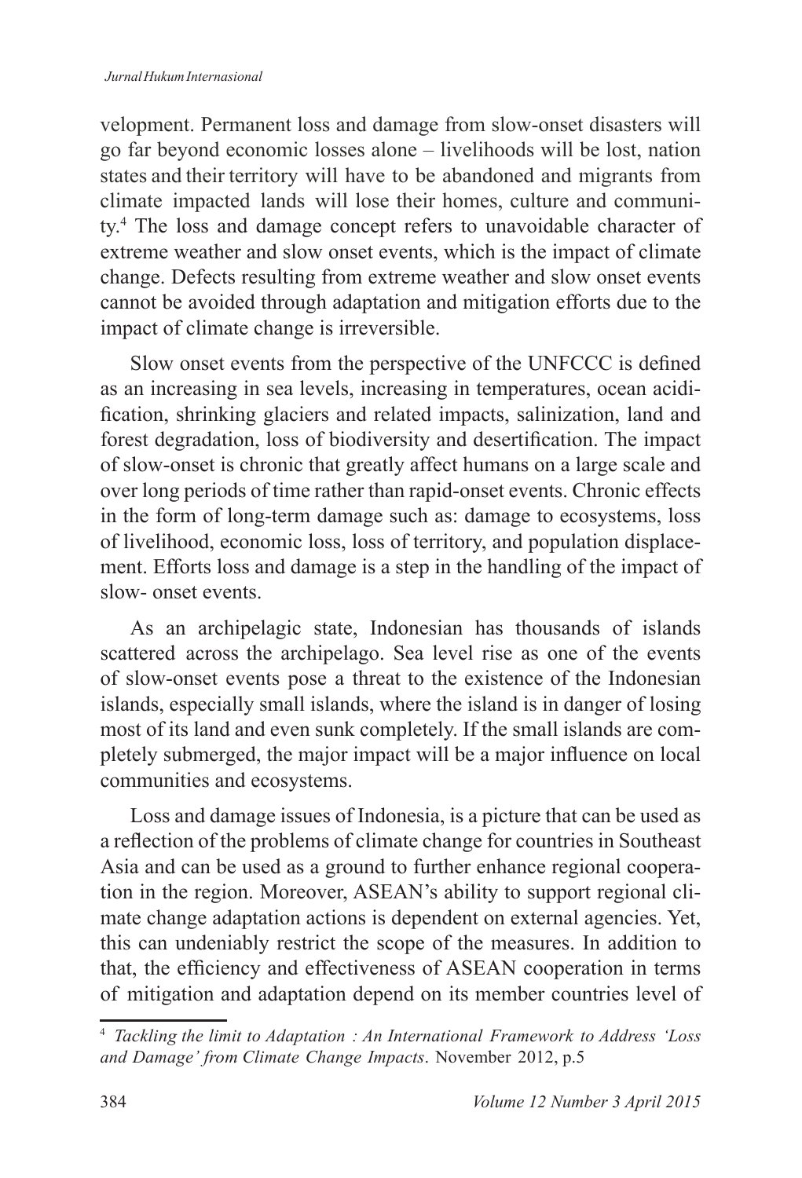velopment. Permanent loss and damage from slow-onset disasters will go far beyond economic losses alone – livelihoods will be lost, nation states and their territory will have to be abandoned and migrants from climate impacted lands will lose their homes, culture and community.[4] The loss and damage concept refers to unavoidable character of extreme weather and slow onset events, which is the impact of climate change. Defects resulting from extreme weather and slow onset events cannot be avoided through adaptation and mitigation efforts due to the impact of climate change is irreversible.

Slow onset events from the perspective of the UNFCCC is defined as an increasing in sea levels, increasing in temperatures, ocean acidification, shrinking glaciers and related impacts, salinization, land and forest degradation, loss of biodiversity and desertification. The impact of slow-onset is chronic that greatly affect humans on a large scale and over long periods of time rather than rapid-onset events. Chronic effects in the form of long-term damage such as: damage to ecosystems, loss of livelihood, economic loss, loss of territory, and population displacement. Efforts loss and damage is a step in the handling of the impact of slow- onset events.

As an archipelagic state, Indonesian has thousands of islands scattered across the archipelago. Sea level rise as one of the events of slow-onset events pose a threat to the existence of the Indonesian islands, especially small islands, where the island is in danger of losing most of its land and even sunk completely. If the small islands are completely submerged, the major impact will be a major influence on local communities and ecosystems.

Loss and damage issues of Indonesia, is a picture that can be used as a reflection of the problems of climate change for countries in Southeast Asia and can be used as a ground to further enhance regional cooperation in the region. Moreover, ASEAN's ability to support regional climate change adaptation actions is dependent on external agencies. Yet, this can undeniably restrict the scope of the measures. In addition to that, the efficiency and effectiveness of ASEAN cooperation in terms of mitigation and adaptation depend on its member countries level of

---

[4] *Tackling the limit to Adaptation : An International Framework to Address 'Loss and Damage' from Climate Change Impacts*. November 2012, p.5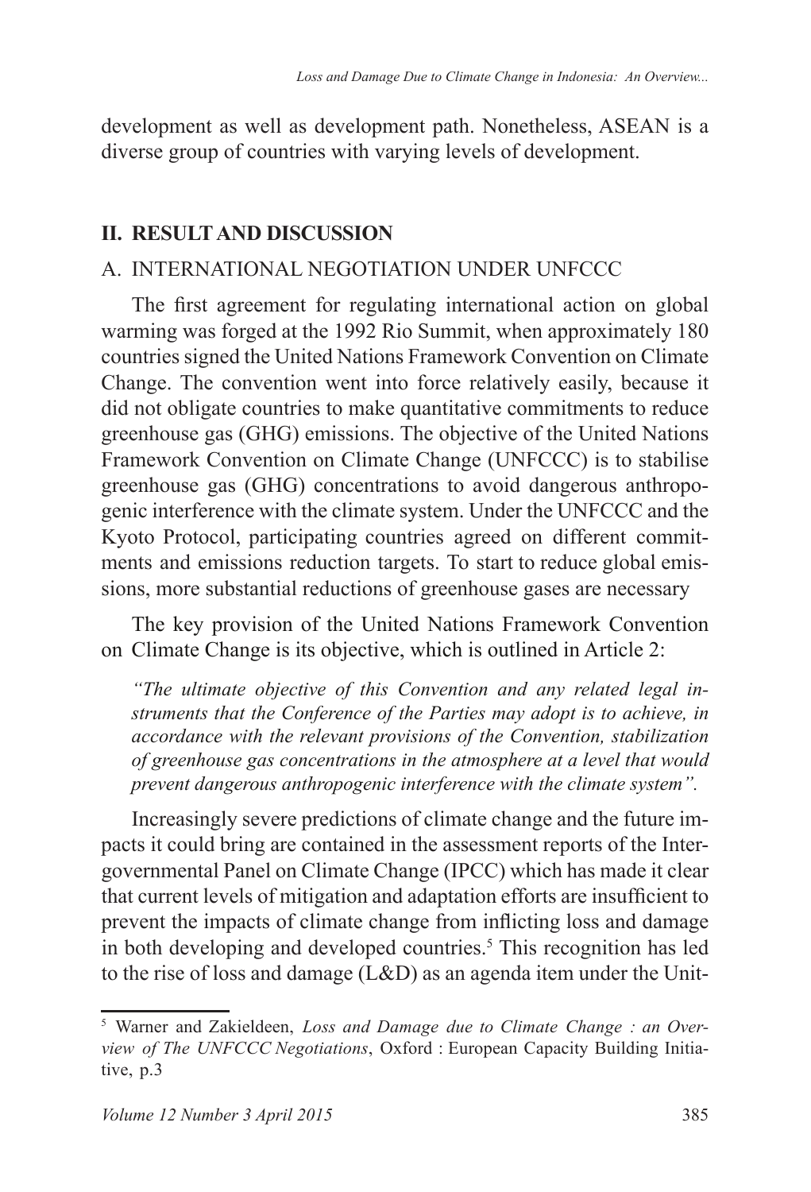development as well as development path. Nonetheless, ASEAN is a diverse group of countries with varying levels of development.

## II. RESULT AND DISCUSSION

### A. INTERNATIONAL NEGOTIATION UNDER UNFCCC

The first agreement for regulating international action on global warming was forged at the 1992 Rio Summit, when approximately 180 countries signed the United Nations Framework Convention on Climate Change. The convention went into force relatively easily, because it did not obligate countries to make quantitative commitments to reduce greenhouse gas (GHG) emissions. The objective of the United Nations Framework Convention on Climate Change (UNFCCC) is to stabilise greenhouse gas (GHG) concentrations to avoid dangerous anthropogenic interference with the climate system. Under the UNFCCC and the Kyoto Protocol, participating countries agreed on different commitments and emissions reduction targets. To start to reduce global emissions, more substantial reductions of greenhouse gases are necessary

The key provision of the United Nations Framework Convention on Climate Change is its objective, which is outlined in Article 2:

> *"The ultimate objective of this Convention and any related legal instruments that the Conference of the Parties may adopt is to achieve, in accordance with the relevant provisions of the Convention, stabilization of greenhouse gas concentrations in the atmosphere at a level that would prevent dangerous anthropogenic interference with the climate system".*

Increasingly severe predictions of climate change and the future impacts it could bring are contained in the assessment reports of the Intergovernmental Panel on Climate Change (IPCC) which has made it clear that current levels of mitigation and adaptation efforts are insufficient to prevent the impacts of climate change from inflicting loss and damage in both developing and developed countries.[5] This recognition has led to the rise of loss and damage (L&D) as an agenda item under the Unit-

---

[5] Warner and Zakieldeen, *Loss and Damage due to Climate Change : an Overview of The UNFCCC Negotiations*, Oxford : European Capacity Building Initiative, p.3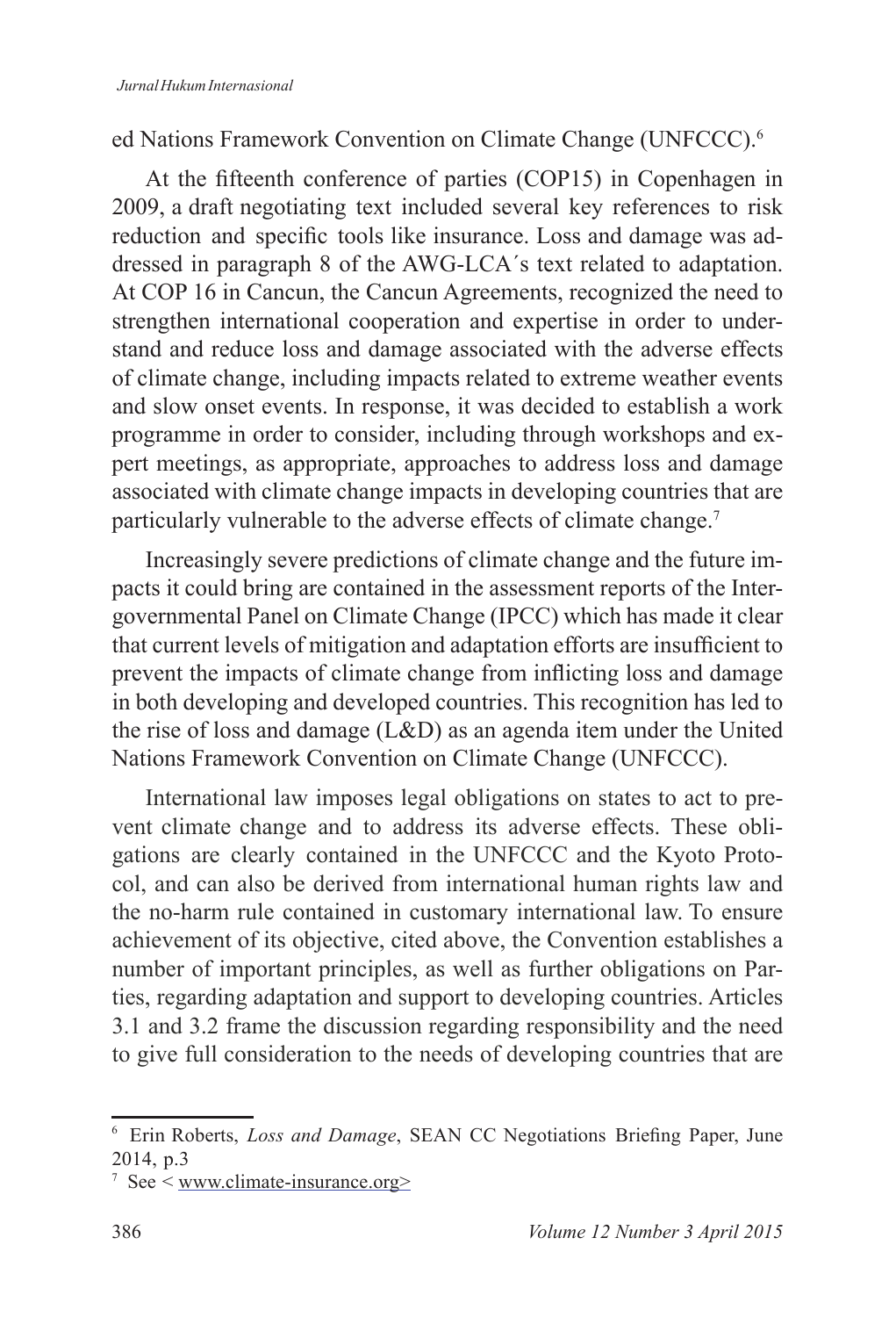ed Nations Framework Convention on Climate Change (UNFCCC).[6]

At the fifteenth conference of parties (COP15) in Copenhagen in 2009, a draft negotiating text included several key references to risk reduction and specific tools like insurance. Loss and damage was addressed in paragraph 8 of the AWG-LCA´s text related to adaptation. At COP 16 in Cancun, the Cancun Agreements, recognized the need to strengthen international cooperation and expertise in order to understand and reduce loss and damage associated with the adverse effects of climate change, including impacts related to extreme weather events and slow onset events. In response, it was decided to establish a work programme in order to consider, including through workshops and expert meetings, as appropriate, approaches to address loss and damage associated with climate change impacts in developing countries that are particularly vulnerable to the adverse effects of climate change.[7]

Increasingly severe predictions of climate change and the future impacts it could bring are contained in the assessment reports of the Intergovernmental Panel on Climate Change (IPCC) which has made it clear that current levels of mitigation and adaptation efforts are insufficient to prevent the impacts of climate change from inflicting loss and damage in both developing and developed countries. This recognition has led to the rise of loss and damage (L&D) as an agenda item under the United Nations Framework Convention on Climate Change (UNFCCC).

International law imposes legal obligations on states to act to prevent climate change and to address its adverse effects. These obligations are clearly contained in the UNFCCC and the Kyoto Protocol, and can also be derived from international human rights law and the no-harm rule contained in customary international law. To ensure achievement of its objective, cited above, the Convention establishes a number of important principles, as well as further obligations on Parties, regarding adaptation and support to developing countries. Articles 3.1 and 3.2 frame the discussion regarding responsibility and the need to give full consideration to the needs of developing countries that are

---

[6] Erin Roberts, *Loss and Damage*, SEAN CC Negotiations Briefing Paper, June 2014, p.3

[7] See < www.climate-insurance.org>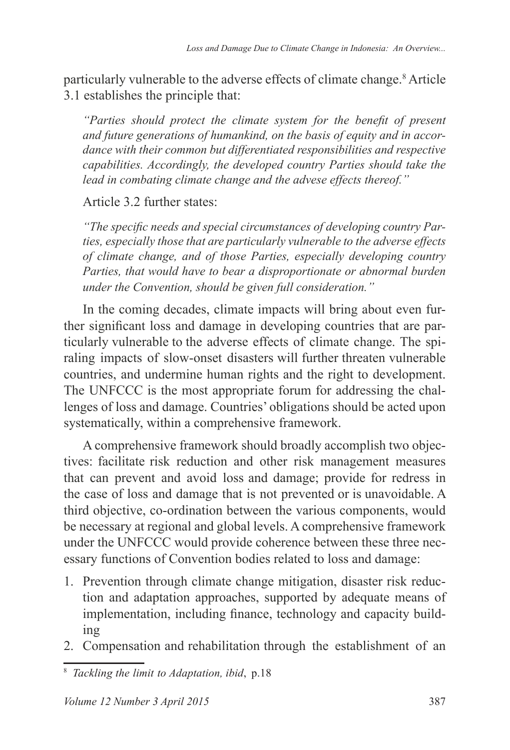particularly vulnerable to the adverse effects of climate change.[8] Article 3.1 establishes the principle that:

> *"Parties should protect the climate system for the benefit of present and future generations of humankind, on the basis of equity and in accordance with their common but differentiated responsibilities and respective capabilities. Accordingly, the developed country Parties should take the lead in combating climate change and the advese effects thereof."*

Article 3.2 further states:

> *"The specific needs and special circumstances of developing country Parties, especially those that are particularly vulnerable to the adverse effects of climate change, and of those Parties, especially developing country Parties, that would have to bear a disproportionate or abnormal burden under the Convention, should be given full consideration."*

In the coming decades, climate impacts will bring about even further significant loss and damage in developing countries that are particularly vulnerable to the adverse effects of climate change. The spiraling impacts of slow-onset disasters will further threaten vulnerable countries, and undermine human rights and the right to development. The UNFCCC is the most appropriate forum for addressing the challenges of loss and damage. Countries' obligations should be acted upon systematically, within a comprehensive framework.

A comprehensive framework should broadly accomplish two objectives: facilitate risk reduction and other risk management measures that can prevent and avoid loss and damage; provide for redress in the case of loss and damage that is not prevented or is unavoidable. A third objective, co-ordination between the various components, would be necessary at regional and global levels. A comprehensive framework under the UNFCCC would provide coherence between these three necessary functions of Convention bodies related to loss and damage:

1. Prevention through climate change mitigation, disaster risk reduction and adaptation approaches, supported by adequate means of implementation, including finance, technology and capacity building
2. Compensation and rehabilitation through the establishment of an

[8] *Tackling the limit to Adaptation, ibid*, p.18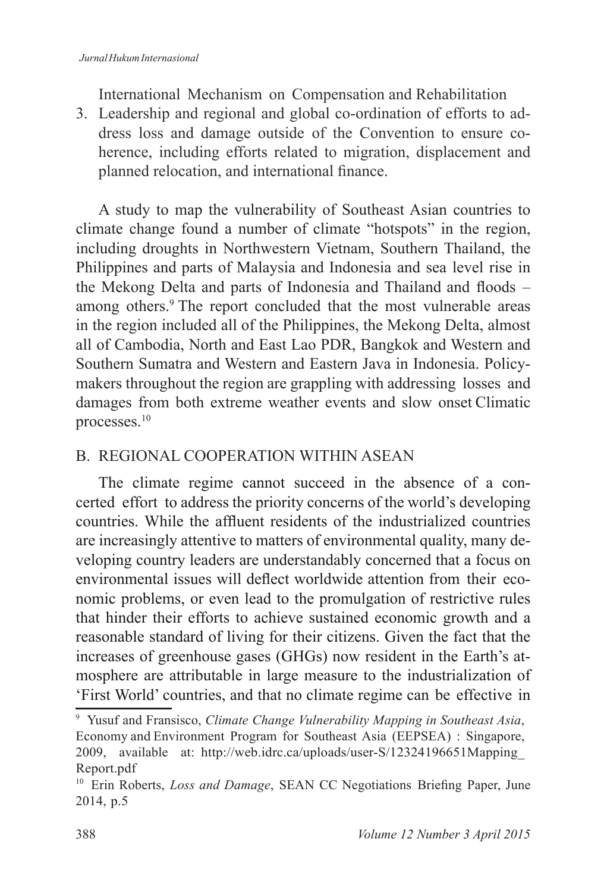International Mechanism on Compensation and Rehabilitation

3. Leadership and regional and global co-ordination of efforts to address loss and damage outside of the Convention to ensure coherence, including efforts related to migration, displacement and planned relocation, and international finance.

A study to map the vulnerability of Southeast Asian countries to climate change found a number of climate "hotspots" in the region, including droughts in Northwestern Vietnam, Southern Thailand, the Philippines and parts of Malaysia and Indonesia and sea level rise in the Mekong Delta and parts of Indonesia and Thailand and floods – among others.[9] The report concluded that the most vulnerable areas in the region included all of the Philippines, the Mekong Delta, almost all of Cambodia, North and East Lao PDR, Bangkok and Western and Southern Sumatra and Western and Eastern Java in Indonesia. Policy-makers throughout the region are grappling with addressing losses and damages from both extreme weather events and slow onset Climatic processes.[10]

## B. REGIONAL COOPERATION WITHIN ASEAN

The climate regime cannot succeed in the absence of a concerted effort to address the priority concerns of the world's developing countries. While the affluent residents of the industrialized countries are increasingly attentive to matters of environmental quality, many developing country leaders are understandably concerned that a focus on environmental issues will deflect worldwide attention from their economic problems, or even lead to the promulgation of restrictive rules that hinder their efforts to achieve sustained economic growth and a reasonable standard of living for their citizens. Given the fact that the increases of greenhouse gases (GHGs) now resident in the Earth's atmosphere are attributable in large measure to the industrialization of 'First World' countries, and that no climate regime can be effective in

---

[9] Yusuf and Fransisco, *Climate Change Vulnerability Mapping in Southeast Asia*, Economy and Environment Program for Southeast Asia (EEPSEA) : Singapore, 2009, available at: http://web.idrc.ca/uploads/user-S/12324196651Mapping_Report.pdf

[10] Erin Roberts, *Loss and Damage*, SEAN CC Negotiations Briefing Paper, June 2014, p.5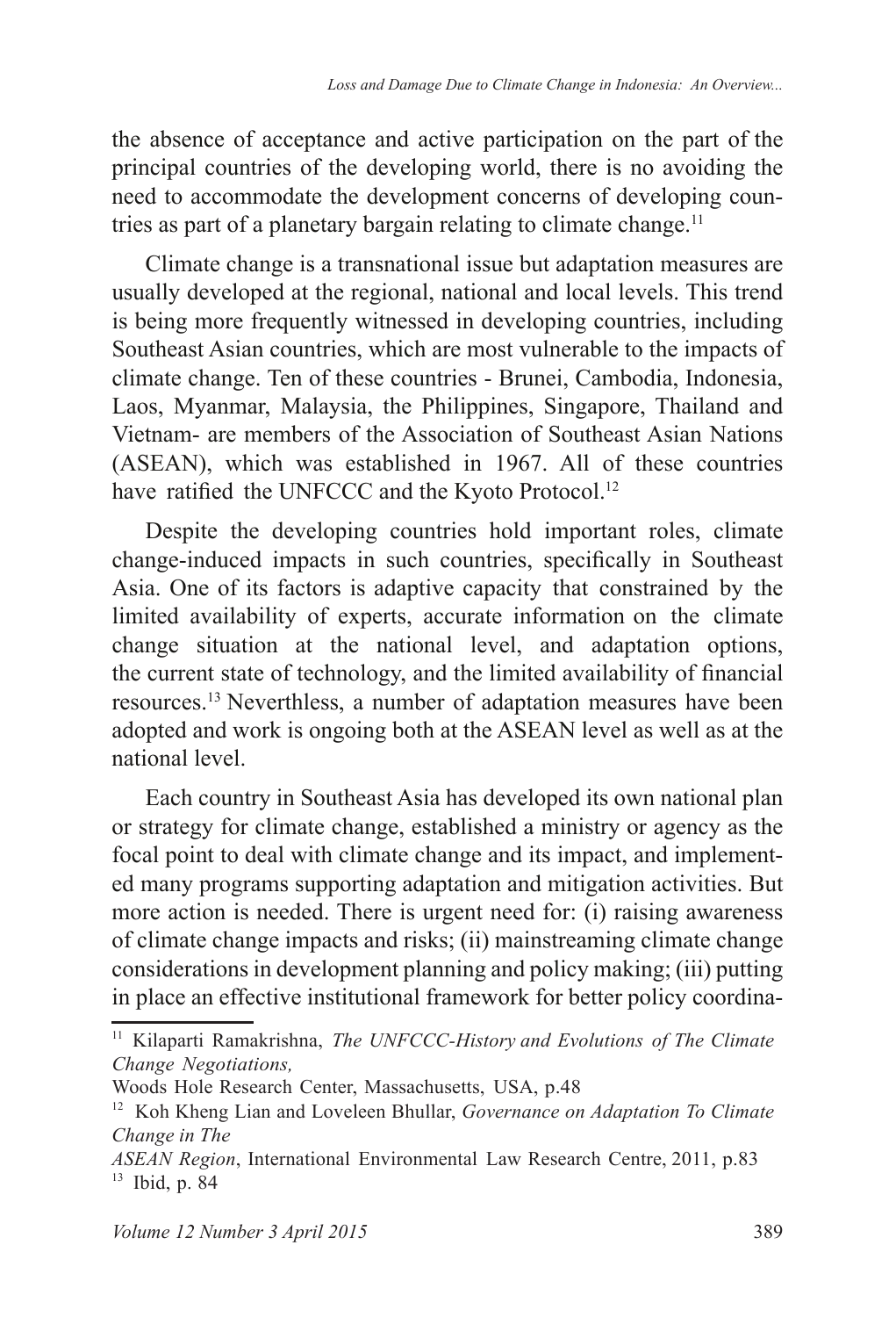the absence of acceptance and active participation on the part of the principal countries of the developing world, there is no avoiding the need to accommodate the development concerns of developing countries as part of a planetary bargain relating to climate change.[11]

Climate change is a transnational issue but adaptation measures are usually developed at the regional, national and local levels. This trend is being more frequently witnessed in developing countries, including Southeast Asian countries, which are most vulnerable to the impacts of climate change. Ten of these countries - Brunei, Cambodia, Indonesia, Laos, Myanmar, Malaysia, the Philippines, Singapore, Thailand and Vietnam- are members of the Association of Southeast Asian Nations (ASEAN), which was established in 1967. All of these countries have ratified the UNFCCC and the Kyoto Protocol.[12]

Despite the developing countries hold important roles, climate change-induced impacts in such countries, specifically in Southeast Asia. One of its factors is adaptive capacity that constrained by the limited availability of experts, accurate information on the climate change situation at the national level, and adaptation options, the current state of technology, and the limited availability of financial resources.[13] Neverthless, a number of adaptation measures have been adopted and work is ongoing both at the ASEAN level as well as at the national level.

Each country in Southeast Asia has developed its own national plan or strategy for climate change, established a ministry or agency as the focal point to deal with climate change and its impact, and implemented many programs supporting adaptation and mitigation activities. But more action is needed. There is urgent need for: (i) raising awareness of climate change impacts and risks; (ii) mainstreaming climate change considerations in development planning and policy making; (iii) putting in place an effective institutional framework for better policy coordina-

---

[11] Kilaparti Ramakrishna, *The UNFCCC-History and Evolutions of The Climate Change Negotiations,* Woods Hole Research Center, Massachusetts, USA, p.48

[12] Koh Kheng Lian and Loveleen Bhullar, *Governance on Adaptation To Climate Change in The ASEAN Region*, International Environmental Law Research Centre, 2011, p.83

[13] Ibid, p. 84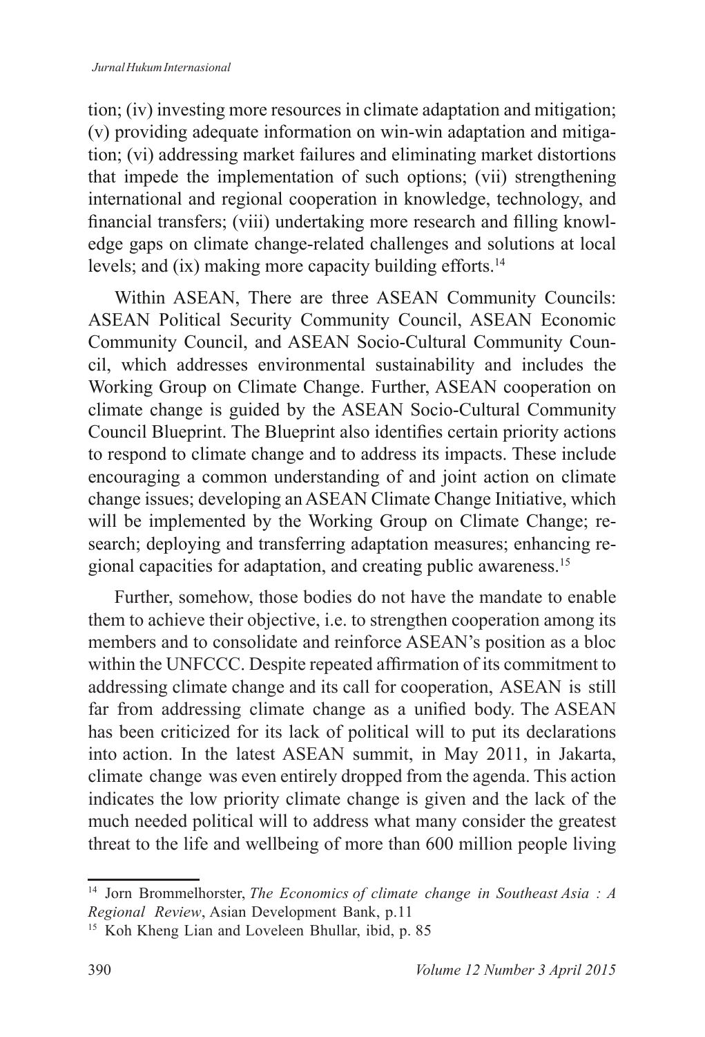tion; (iv) investing more resources in climate adaptation and mitigation; (v) providing adequate information on win-win adaptation and mitigation; (vi) addressing market failures and eliminating market distortions that impede the implementation of such options; (vii) strengthening international and regional cooperation in knowledge, technology, and financial transfers; (viii) undertaking more research and filling knowledge gaps on climate change-related challenges and solutions at local levels; and (ix) making more capacity building efforts.[14]

Within ASEAN, There are three ASEAN Community Councils: ASEAN Political Security Community Council, ASEAN Economic Community Council, and ASEAN Socio-Cultural Community Council, which addresses environmental sustainability and includes the Working Group on Climate Change. Further, ASEAN cooperation on climate change is guided by the ASEAN Socio-Cultural Community Council Blueprint. The Blueprint also identifies certain priority actions to respond to climate change and to address its impacts. These include encouraging a common understanding of and joint action on climate change issues; developing an ASEAN Climate Change Initiative, which will be implemented by the Working Group on Climate Change; research; deploying and transferring adaptation measures; enhancing regional capacities for adaptation, and creating public awareness.[15]

Further, somehow, those bodies do not have the mandate to enable them to achieve their objective, i.e. to strengthen cooperation among its members and to consolidate and reinforce ASEAN's position as a bloc within the UNFCCC. Despite repeated affirmation of its commitment to addressing climate change and its call for cooperation, ASEAN is still far from addressing climate change as a unified body. The ASEAN has been criticized for its lack of political will to put its declarations into action. In the latest ASEAN summit, in May 2011, in Jakarta, climate change was even entirely dropped from the agenda. This action indicates the low priority climate change is given and the lack of the much needed political will to address what many consider the greatest threat to the life and wellbeing of more than 600 million people living

---

[14] Jorn Brommelhorster, *The Economics of climate change in Southeast Asia : A Regional Review*, Asian Development Bank, p.11

[15] Koh Kheng Lian and Loveleen Bhullar, ibid, p. 85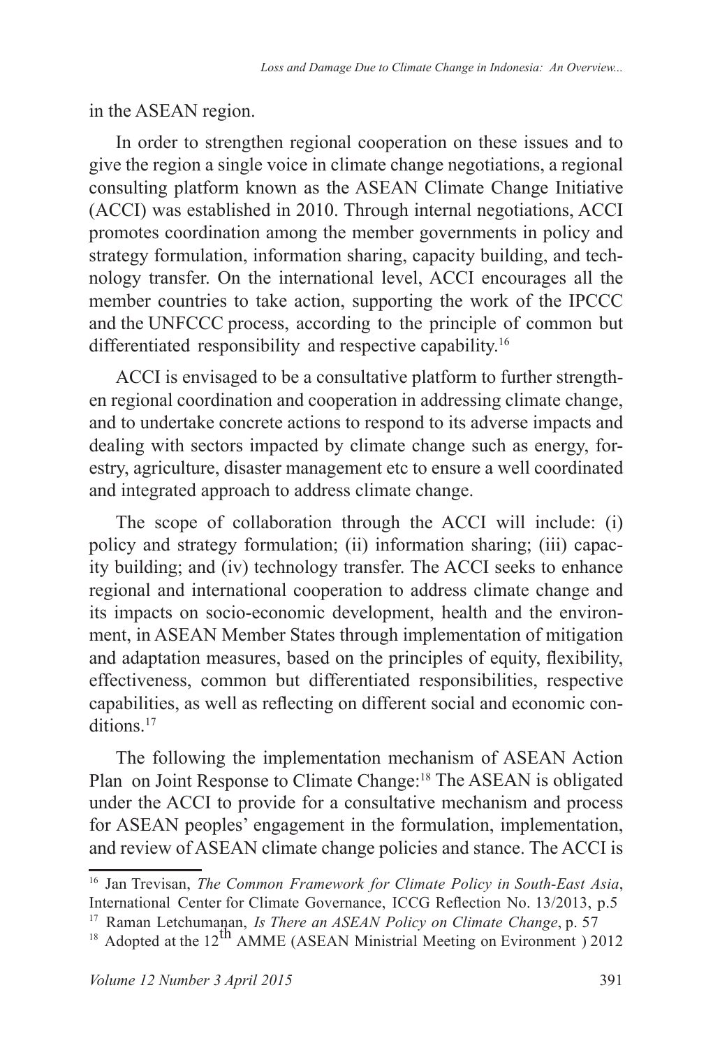in the ASEAN region.

In order to strengthen regional cooperation on these issues and to give the region a single voice in climate change negotiations, a regional consulting platform known as the ASEAN Climate Change Initiative (ACCI) was established in 2010. Through internal negotiations, ACCI promotes coordination among the member governments in policy and strategy formulation, information sharing, capacity building, and technology transfer. On the international level, ACCI encourages all the member countries to take action, supporting the work of the IPCCC and the UNFCCC process, according to the principle of common but differentiated responsibility and respective capability.[16]

ACCI is envisaged to be a consultative platform to further strengthen regional coordination and cooperation in addressing climate change, and to undertake concrete actions to respond to its adverse impacts and dealing with sectors impacted by climate change such as energy, forestry, agriculture, disaster management etc to ensure a well coordinated and integrated approach to address climate change.

The scope of collaboration through the ACCI will include: (i) policy and strategy formulation; (ii) information sharing; (iii) capacity building; and (iv) technology transfer. The ACCI seeks to enhance regional and international cooperation to address climate change and its impacts on socio-economic development, health and the environment, in ASEAN Member States through implementation of mitigation and adaptation measures, based on the principles of equity, flexibility, effectiveness, common but differentiated responsibilities, respective capabilities, as well as reflecting on different social and economic conditions.[17]

The following the implementation mechanism of ASEAN Action Plan on Joint Response to Climate Change:[18] The ASEAN is obligated under the ACCI to provide for a consultative mechanism and process for ASEAN peoples' engagement in the formulation, implementation, and review of ASEAN climate change policies and stance. The ACCI is

---

[16] Jan Trevisan, *The Common Framework for Climate Policy in South-East Asia*, International Center for Climate Governance, ICCG Reflection No. 13/2013, p.5

[17] Raman Letchumanan, *Is There an ASEAN Policy on Climate Change*, p. 57

[18] Adopted at the 12th AMME (ASEAN Ministrial Meeting on Evironment ) 2012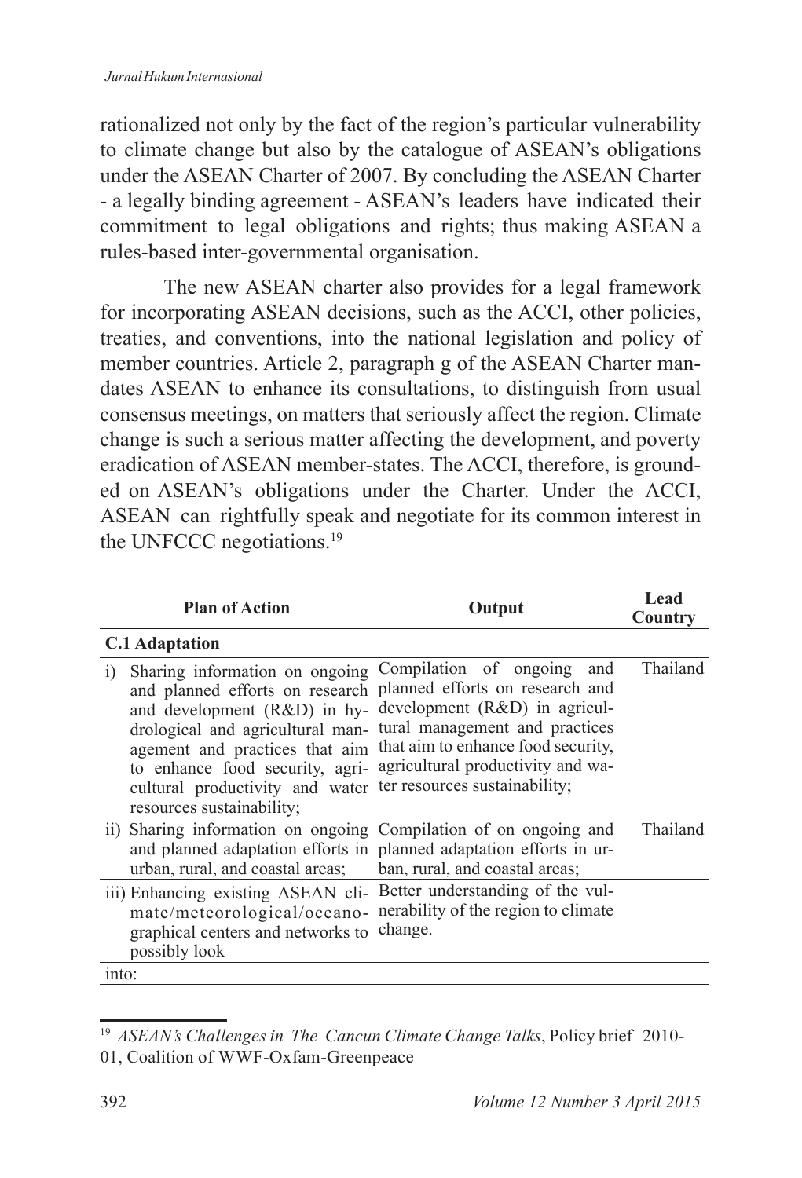rationalized not only by the fact of the region's particular vulnerability to climate change but also by the catalogue of ASEAN's obligations under the ASEAN Charter of 2007. By concluding the ASEAN Charter - a legally binding agreement - ASEAN's leaders have indicated their commitment to legal obligations and rights; thus making ASEAN a rules-based inter-governmental organisation.

The new ASEAN charter also provides for a legal framework for incorporating ASEAN decisions, such as the ACCI, other policies, treaties, and conventions, into the national legislation and policy of member countries. Article 2, paragraph g of the ASEAN Charter mandates ASEAN to enhance its consultations, to distinguish from usual consensus meetings, on matters that seriously affect the region. Climate change is such a serious matter affecting the development, and poverty eradication of ASEAN member-states. The ACCI, therefore, is grounded on ASEAN's obligations under the Charter. Under the ACCI, ASEAN can rightfully speak and negotiate for its common interest in the UNFCCC negotiations.[19]

| Plan of Action | Output | Lead Country |
|---|---|---|
| **C.1 Adaptation** | | |
| i) Sharing information on ongoing and planned efforts on research and development (R&D) in hydrological and agricultural management and practices that aim to enhance food security, agricultural productivity and water resources sustainability; | Compilation of ongoing and planned efforts on research and development (R&D) in agricultural management and practices that aim to enhance food security, agricultural productivity and water resources sustainability; | Thailand |
| ii) Sharing information on ongoing and planned adaptation efforts in urban, rural, and coastal areas; | Compilation of on ongoing and planned adaptation efforts in urban, rural, and coastal areas; | Thailand |
| iii) Enhancing existing ASEAN climate/meteorological/oceanographical centers and networks to possibly look | Better understanding of the vulnerability of the region to climate change. | |
| into: | | |

[19] *ASEAN's Challenges in The Cancun Climate Change Talks*, Policy brief 2010-01, Coalition of WWF-Oxfam-Greenpeace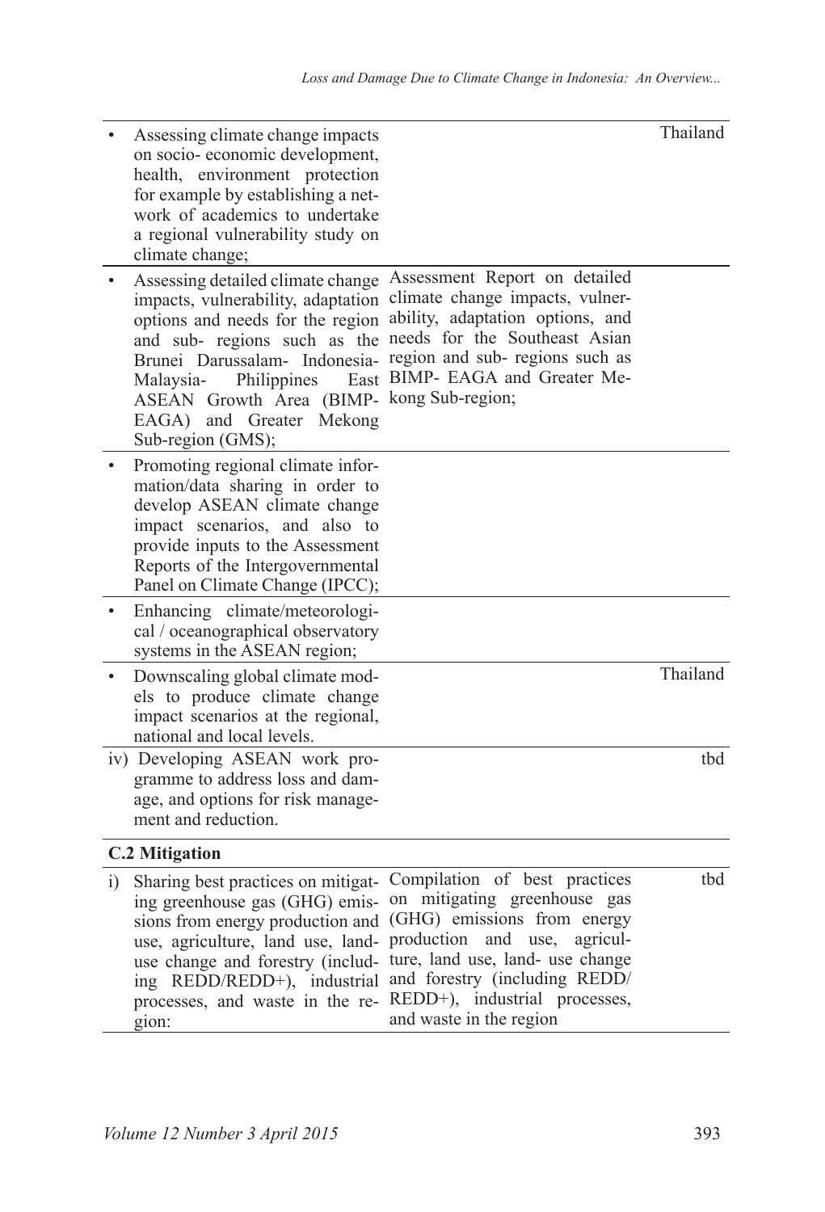| | | |
|---|---|---|
| • Assessing climate change impacts on socio- economic development, health, environment protection for example by establishing a network of academics to undertake a regional vulnerability study on climate change; | | Thailand |
| • Assessing detailed climate change impacts, vulnerability, adaptation options and needs for the region and sub- regions such as the Brunei Darussalam- Indonesia- Malaysia- Philippines East ASEAN Growth Area (BIMP-EAGA) and Greater Mekong Sub-region (GMS); | Assessment Report on detailed climate change impacts, vulnerability, adaptation options, and needs for the Southeast Asian region and sub- regions such as BIMP- EAGA and Greater Mekong Sub-region; | |
| • Promoting regional climate information/data sharing in order to develop ASEAN climate change impact scenarios, and also to provide inputs to the Assessment Reports of the Intergovernmental Panel on Climate Change (IPCC); | | |
| • Enhancing climate/meteorological / oceanographical observatory systems in the ASEAN region; | | |
| • Downscaling global climate models to produce climate change impact scenarios at the regional, national and local levels. | | Thailand |
| iv) Developing ASEAN work programme to address loss and damage, and options for risk management and reduction. | | tbd |
| **C.2 Mitigation** | | |
| i) Sharing best practices on mitigating greenhouse gas (GHG) emissions from energy production and use, agriculture, land use, land-use change and forestry (including REDD/REDD+), industrial processes, and waste in the region: | Compilation of best practices on mitigating greenhouse gas (GHG) emissions from energy production and use, agriculture, land use, land- use change and forestry (including REDD/ REDD+), industrial processes, and waste in the region | tbd |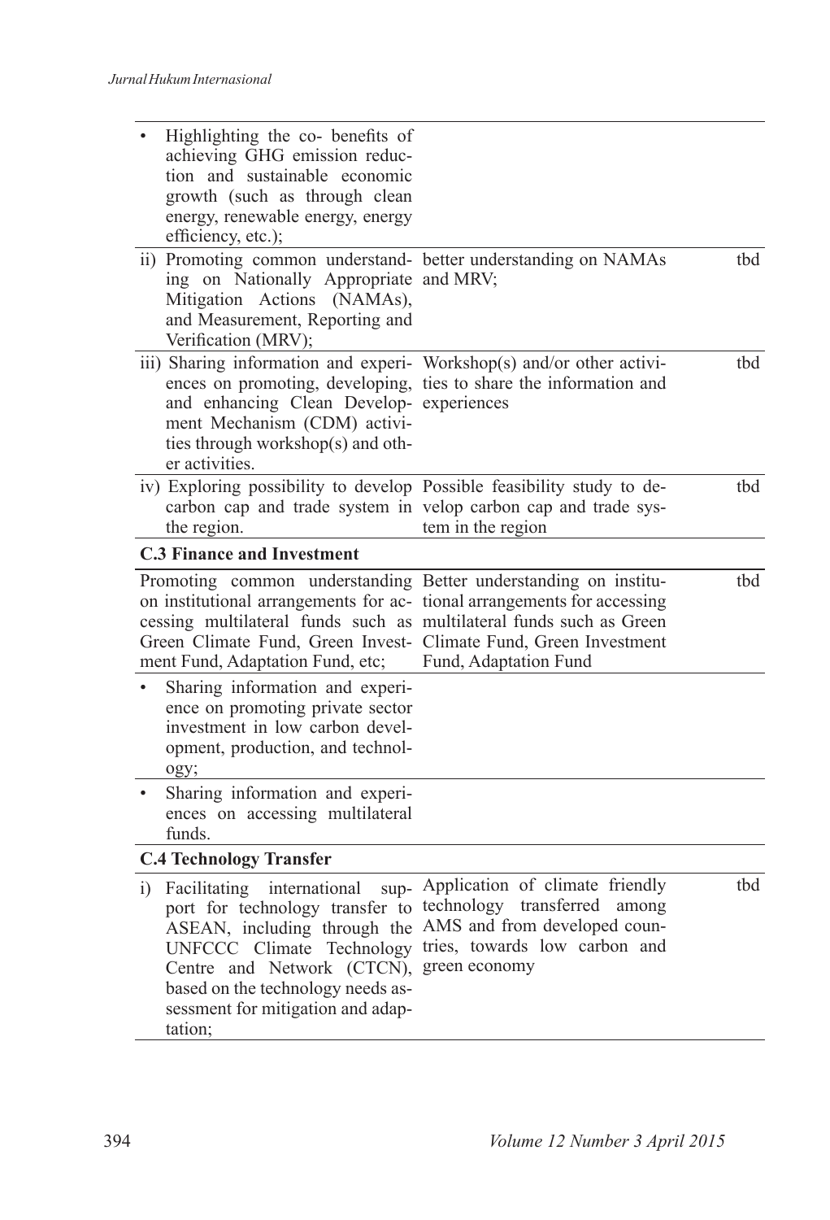| | | |
|---|---|---|
| • Highlighting the co- benefits of achieving GHG emission reduction and sustainable economic growth (such as through clean energy, renewable energy, energy efficiency, etc.); | | |
| ii) Promoting common understanding on Nationally Appropriate Mitigation Actions (NAMAs), and Measurement, Reporting and Verification (MRV); | better understanding on NAMAs and MRV; | tbd |
| iii) Sharing information and experiences on promoting, developing, and enhancing Clean Development Mechanism (CDM) activities through workshop(s) and other activities. | Workshop(s) and/or other activities to share the information and experiences | tbd |
| iv) Exploring possibility to develop carbon cap and trade system in the region. | Possible feasibility study to develop carbon cap and trade system in the region | tbd |
| **C.3 Finance and Investment** | | |
| Promoting common understanding on institutional arrangements for accessing multilateral funds such as Green Climate Fund, Green Investment Fund, Adaptation Fund, etc; | Better understanding on institutional arrangements for accessing multilateral funds such as Green Climate Fund, Green Investment Fund, Adaptation Fund | tbd |
| • Sharing information and experience on promoting private sector investment in low carbon development, production, and technology; | | |
| • Sharing information and experiences on accessing multilateral funds. | | |
| **C.4 Technology Transfer** | | |
| i) Facilitating international support for technology transfer to ASEAN, including through the UNFCCC Climate Technology Centre and Network (CTCN), based on the technology needs assessment for mitigation and adaptation; | Application of climate friendly technology transferred among AMS and from developed countries, towards low carbon and green economy | tbd |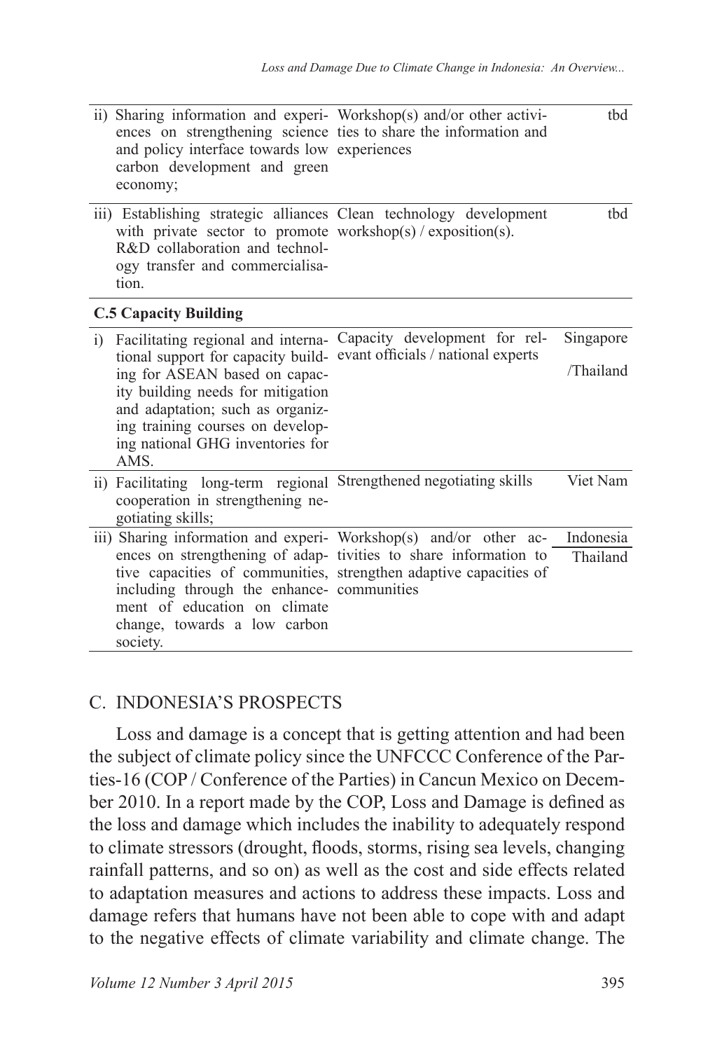| | | |
|---|---|---|
| ii) Sharing information and experiences on strengthening science and policy interface towards low carbon development and green economy; | Workshop(s) and/or other activities to share the information and experiences | tbd |
| iii) Establishing strategic alliances with private sector to promote R&D collaboration and technology transfer and commercialisation. | Clean technology development workshop(s) / exposition(s). | tbd |
| **C.5 Capacity Building** | | |
| i) Facilitating regional and international support for capacity building for ASEAN based on capacity building needs for mitigation and adaptation; such as organizing training courses on developing national GHG inventories for AMS. | Capacity development for relevant officials / national experts | Singapore /Thailand |
| ii) Facilitating long-term regional cooperation in strengthening negotiating skills; | Strengthened negotiating skills | Viet Nam |
| iii) Sharing information and experiences on strengthening of adaptive capacities of communities, including through the enhancement of education on climate change, towards a low carbon society. | Workshop(s) and/or other activities to share information to strengthen adaptive capacities of communities | Indonesia Thailand |

## C. INDONESIA'S PROSPECTS

Loss and damage is a concept that is getting attention and had been the subject of climate policy since the UNFCCC Conference of the Parties-16 (COP / Conference of the Parties) in Cancun Mexico on December 2010. In a report made by the COP, Loss and Damage is defined as the loss and damage which includes the inability to adequately respond to climate stressors (drought, floods, storms, rising sea levels, changing rainfall patterns, and so on) as well as the cost and side effects related to adaptation measures and actions to address these impacts. Loss and damage refers that humans have not been able to cope with and adapt to the negative effects of climate variability and climate change. The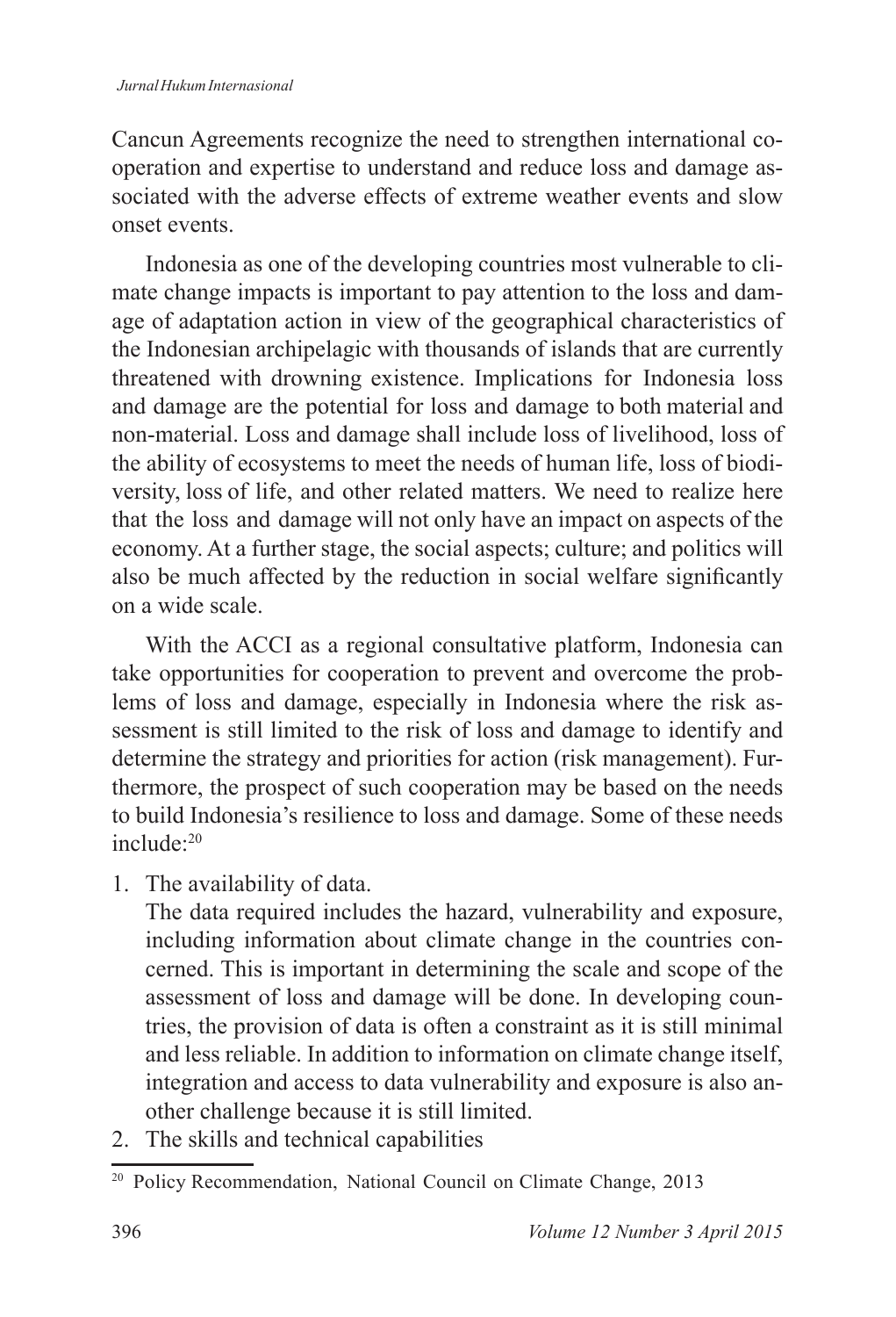Cancun Agreements recognize the need to strengthen international cooperation and expertise to understand and reduce loss and damage associated with the adverse effects of extreme weather events and slow onset events.

Indonesia as one of the developing countries most vulnerable to climate change impacts is important to pay attention to the loss and damage of adaptation action in view of the geographical characteristics of the Indonesian archipelagic with thousands of islands that are currently threatened with drowning existence. Implications for Indonesia loss and damage are the potential for loss and damage to both material and non-material. Loss and damage shall include loss of livelihood, loss of the ability of ecosystems to meet the needs of human life, loss of biodiversity, loss of life, and other related matters. We need to realize here that the loss and damage will not only have an impact on aspects of the economy. At a further stage, the social aspects; culture; and politics will also be much affected by the reduction in social welfare significantly on a wide scale.

With the ACCI as a regional consultative platform, Indonesia can take opportunities for cooperation to prevent and overcome the problems of loss and damage, especially in Indonesia where the risk assessment is still limited to the risk of loss and damage to identify and determine the strategy and priorities for action (risk management). Furthermore, the prospect of such cooperation may be based on the needs to build Indonesia's resilience to loss and damage. Some of these needs include:[20]

1. The availability of data.
   The data required includes the hazard, vulnerability and exposure, including information about climate change in the countries concerned. This is important in determining the scale and scope of the assessment of loss and damage will be done. In developing countries, the provision of data is often a constraint as it is still minimal and less reliable. In addition to information on climate change itself, integration and access to data vulnerability and exposure is also another challenge because it is still limited.
2. The skills and technical capabilities

[20] Policy Recommendation, National Council on Climate Change, 2013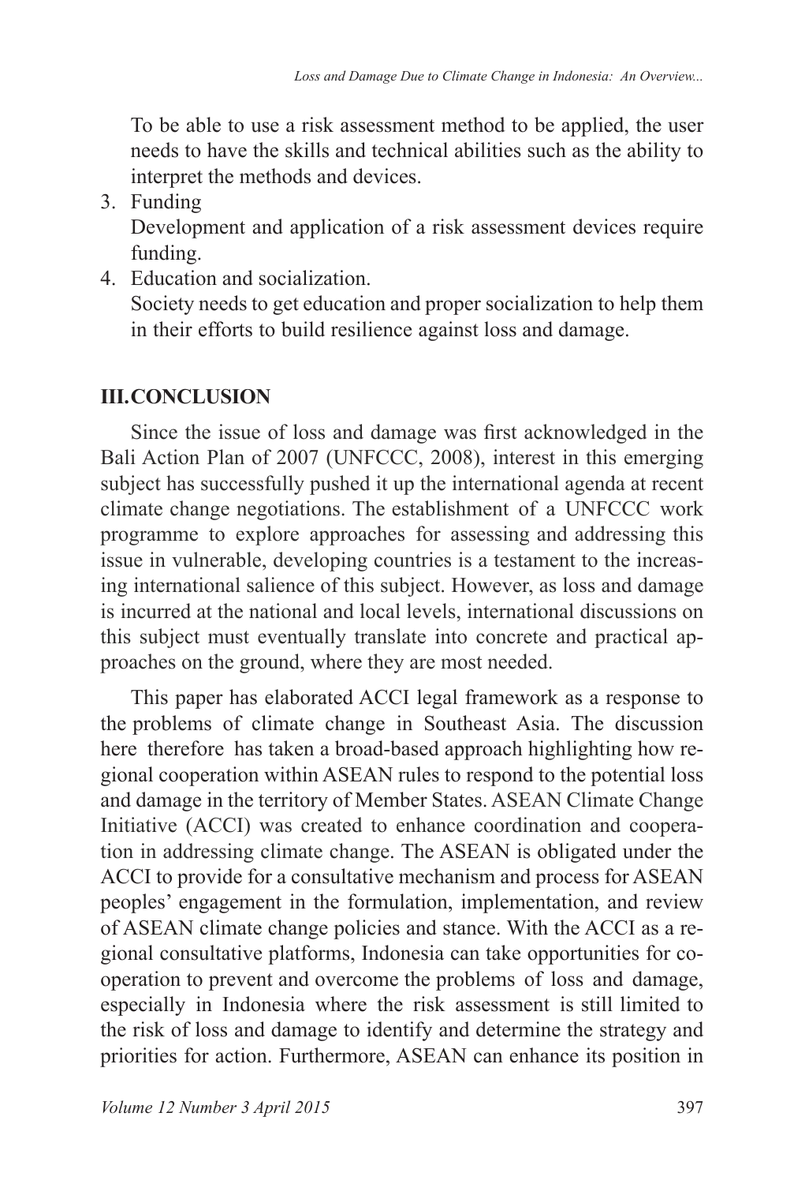To be able to use a risk assessment method to be applied, the user needs to have the skills and technical abilities such as the ability to interpret the methods and devices.

3. Funding
   Development and application of a risk assessment devices require funding.
4. Education and socialization.
   Society needs to get education and proper socialization to help them in their efforts to build resilience against loss and damage.

## III. CONCLUSION

Since the issue of loss and damage was first acknowledged in the Bali Action Plan of 2007 (UNFCCC, 2008), interest in this emerging subject has successfully pushed it up the international agenda at recent climate change negotiations. The establishment of a UNFCCC work programme to explore approaches for assessing and addressing this issue in vulnerable, developing countries is a testament to the increasing international salience of this subject. However, as loss and damage is incurred at the national and local levels, international discussions on this subject must eventually translate into concrete and practical approaches on the ground, where they are most needed.

This paper has elaborated ACCI legal framework as a response to the problems of climate change in Southeast Asia. The discussion here therefore has taken a broad-based approach highlighting how regional cooperation within ASEAN rules to respond to the potential loss and damage in the territory of Member States. ASEAN Climate Change Initiative (ACCI) was created to enhance coordination and cooperation in addressing climate change. The ASEAN is obligated under the ACCI to provide for a consultative mechanism and process for ASEAN peoples' engagement in the formulation, implementation, and review of ASEAN climate change policies and stance. With the ACCI as a regional consultative platforms, Indonesia can take opportunities for cooperation to prevent and overcome the problems of loss and damage, especially in Indonesia where the risk assessment is still limited to the risk of loss and damage to identify and determine the strategy and priorities for action. Furthermore, ASEAN can enhance its position in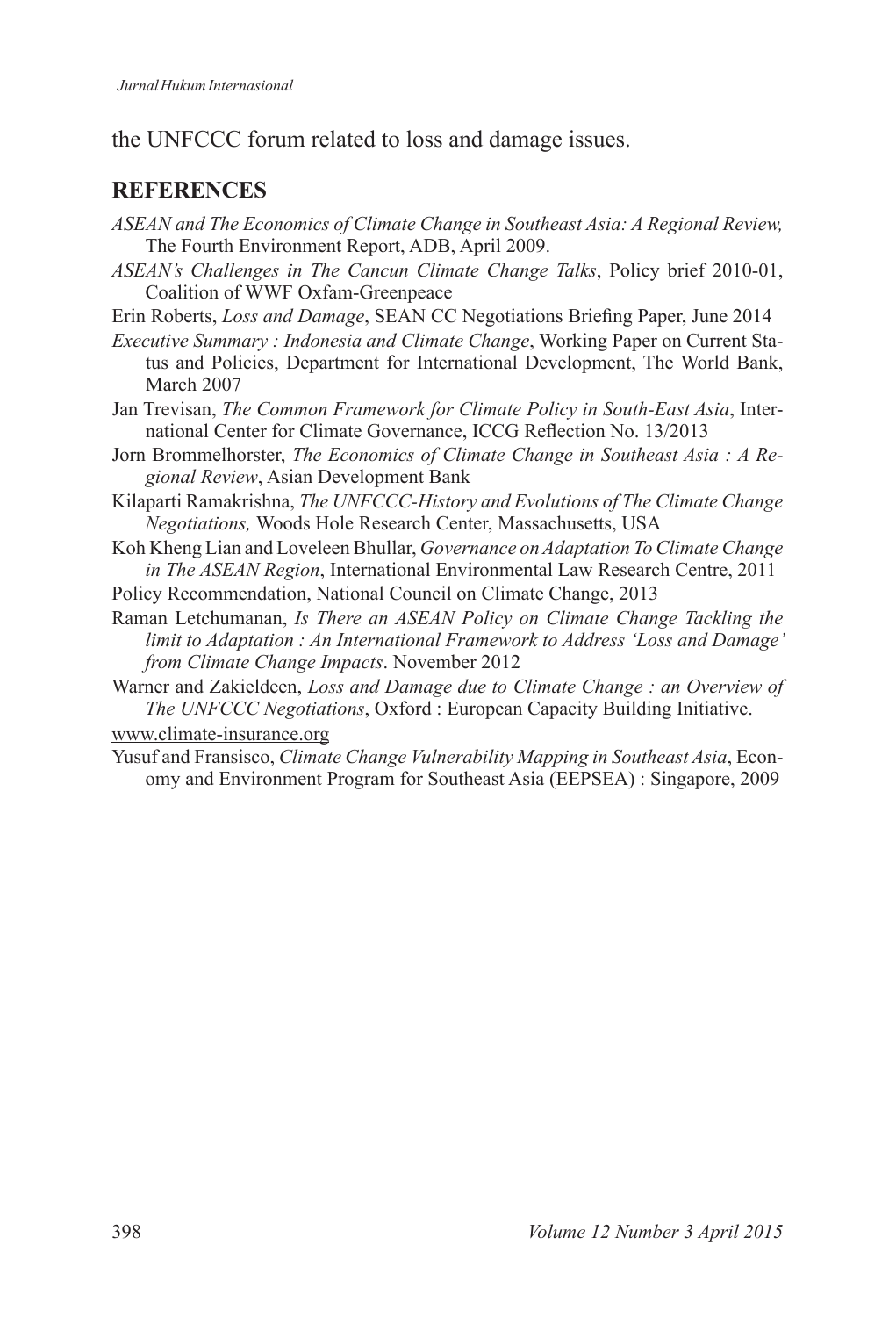the UNFCCC forum related to loss and damage issues.

## REFERENCES

*ASEAN and The Economics of Climate Change in Southeast Asia: A Regional Review,* The Fourth Environment Report, ADB, April 2009.

*ASEAN's Challenges in The Cancun Climate Change Talks*, Policy brief 2010-01, Coalition of WWF Oxfam-Greenpeace

Erin Roberts, *Loss and Damage*, SEAN CC Negotiations Briefing Paper, June 2014

*Executive Summary : Indonesia and Climate Change*, Working Paper on Current Status and Policies, Department for International Development, The World Bank, March 2007

Jan Trevisan, *The Common Framework for Climate Policy in South-East Asia*, International Center for Climate Governance, ICCG Reflection No. 13/2013

Jorn Brommelhorster, *The Economics of Climate Change in Southeast Asia : A Regional Review*, Asian Development Bank

Kilaparti Ramakrishna, *The UNFCCC-History and Evolutions of The Climate Change Negotiations,* Woods Hole Research Center, Massachusetts, USA

Koh Kheng Lian and Loveleen Bhullar, *Governance on Adaptation To Climate Change in The ASEAN Region*, International Environmental Law Research Centre, 2011

Policy Recommendation, National Council on Climate Change, 2013

Raman Letchumanan, *Is There an ASEAN Policy on Climate Change Tackling the limit to Adaptation : An International Framework to Address 'Loss and Damage' from Climate Change Impacts*. November 2012

Warner and Zakieldeen, *Loss and Damage due to Climate Change : an Overview of The UNFCCC Negotiations*, Oxford : European Capacity Building Initiative.

www.climate-insurance.org

Yusuf and Fransisco, *Climate Change Vulnerability Mapping in Southeast Asia*, Economy and Environment Program for Southeast Asia (EEPSEA) : Singapore, 2009